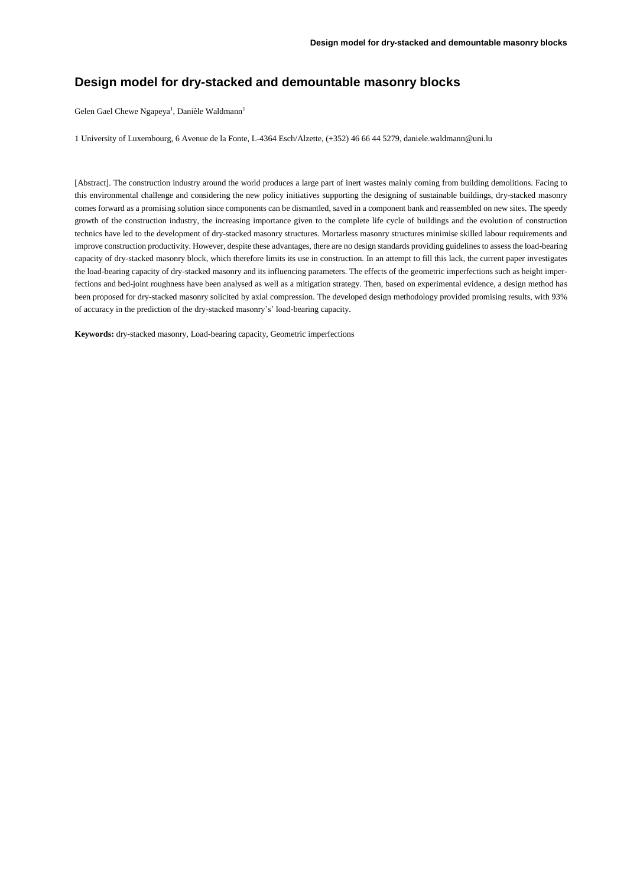# Design model for dry-stacked and demountable masonry blocks

Gelen Gael Chewe Ngapeya[1], Danièle Waldmann[1]

1 University of Luxembourg, 6 Avenue de la Fonte, L-4364 Esch/Alzette, (+352) 46 66 44 5279, daniele.waldmann@uni.lu

[Abstract]. The construction industry around the world produces a large part of inert wastes mainly coming from building demolitions. Facing to this environmental challenge and considering the new policy initiatives supporting the designing of sustainable buildings, dry-stacked masonry comes forward as a promising solution since components can be dismantled, saved in a component bank and reassembled on new sites. The speedy growth of the construction industry, the increasing importance given to the complete life cycle of buildings and the evolution of construction technics have led to the development of dry-stacked masonry structures. Mortarless masonry structures minimise skilled labour requirements and improve construction productivity. However, despite these advantages, there are no design standards providing guidelines to assess the load-bearing capacity of dry-stacked masonry block, which therefore limits its use in construction. In an attempt to fill this lack, the current paper investigates the load-bearing capacity of dry-stacked masonry and its influencing parameters. The effects of the geometric imperfections such as height imperfections and bed-joint roughness have been analysed as well as a mitigation strategy. Then, based on experimental evidence, a design method has been proposed for dry-stacked masonry solicited by axial compression. The developed design methodology provided promising results, with 93% of accuracy in the prediction of the dry-stacked masonry's' load-bearing capacity.

**Keywords:** dry-stacked masonry, Load-bearing capacity, Geometric imperfections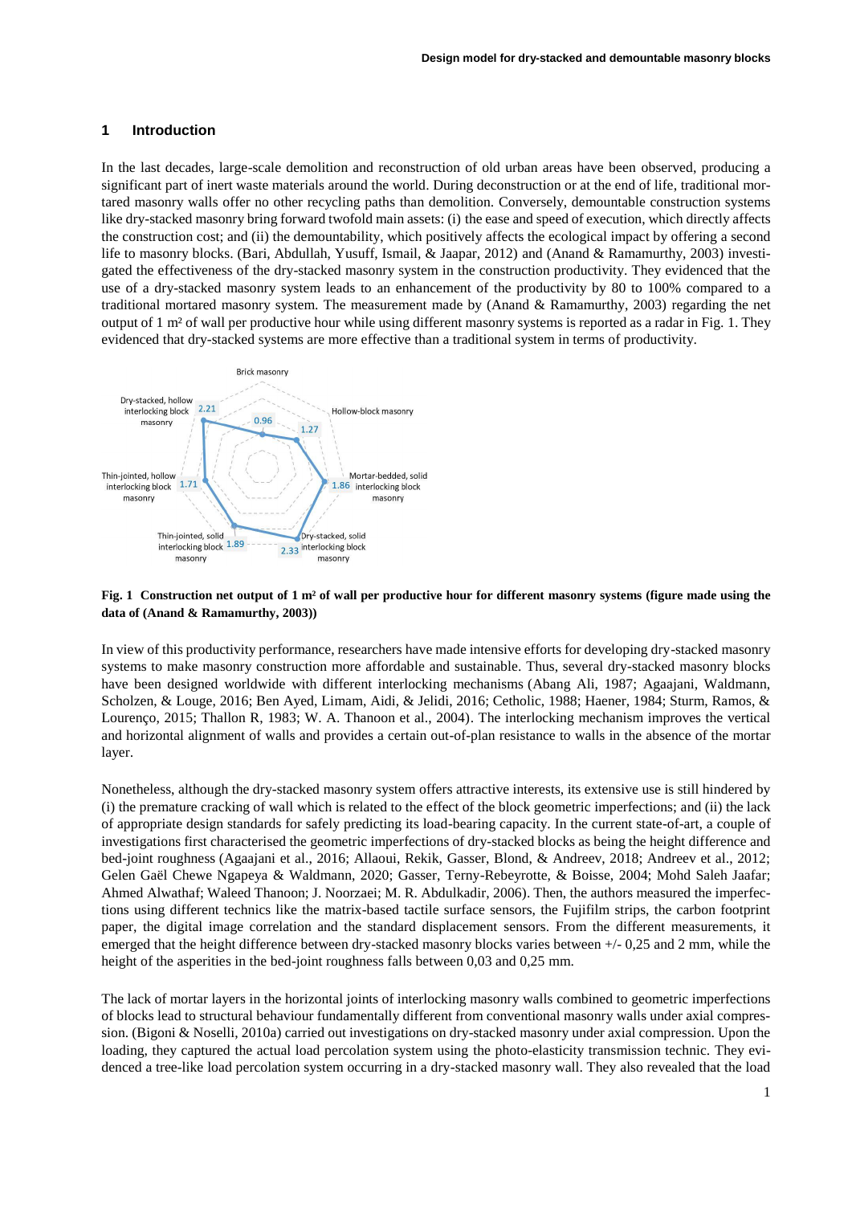## 1 Introduction

In the last decades, large-scale demolition and reconstruction of old urban areas have been observed, producing a significant part of inert waste materials around the world. During deconstruction or at the end of life, traditional mortared masonry walls offer no other recycling paths than demolition. Conversely, demountable construction systems like dry-stacked masonry bring forward twofold main assets: (i) the ease and speed of execution, which directly affects the construction cost; and (ii) the demountability, which positively affects the ecological impact by offering a second life to masonry blocks. (Bari, Abdullah, Yusuff, Ismail, & Jaapar, 2012) and (Anand & Ramamurthy, 2003) investigated the effectiveness of the dry-stacked masonry system in the construction productivity. They evidenced that the use of a dry-stacked masonry system leads to an enhancement of the productivity by 80 to 100% compared to a traditional mortared masonry system. The measurement made by (Anand & Ramamurthy, 2003) regarding the net output of 1 m² of wall per productive hour while using different masonry systems is reported as a radar in Fig. 1. They evidenced that dry-stacked systems are more effective than a traditional system in terms of productivity.

**Fig. 1 Construction net output of 1 m² of wall per productive hour for different masonry systems (figure made using the data of (Anand & Ramamurthy, 2003))**

In view of this productivity performance, researchers have made intensive efforts for developing dry-stacked masonry systems to make masonry construction more affordable and sustainable. Thus, several dry-stacked masonry blocks have been designed worldwide with different interlocking mechanisms (Abang Ali, 1987; Agaajani, Waldmann, Scholzen, & Louge, 2016; Ben Ayed, Limam, Aidi, & Jelidi, 2016; Cetholic, 1988; Haener, 1984; Sturm, Ramos, & Lourenço, 2015; Thallon R, 1983; W. A. Thanoon et al., 2004). The interlocking mechanism improves the vertical and horizontal alignment of walls and provides a certain out-of-plan resistance to walls in the absence of the mortar layer.

Nonetheless, although the dry-stacked masonry system offers attractive interests, its extensive use is still hindered by (i) the premature cracking of wall which is related to the effect of the block geometric imperfections; and (ii) the lack of appropriate design standards for safely predicting its load-bearing capacity. In the current state-of-art, a couple of investigations first characterised the geometric imperfections of dry-stacked blocks as being the height difference and bed-joint roughness (Agaajani et al., 2016; Allaoui, Rekik, Gasser, Blond, & Andreev, 2018; Andreev et al., 2012; Gelen Gaël Chewe Ngapeya & Waldmann, 2020; Gasser, Terny-Rebeyrotte, & Boisse, 2004; Mohd Saleh Jaafar; Ahmed Alwathaf; Waleed Thanoon; J. Noorzaei; M. R. Abdulkadir, 2006). Then, the authors measured the imperfections using different technics like the matrix-based tactile surface sensors, the Fujifilm strips, the carbon footprint paper, the digital image correlation and the standard displacement sensors. From the different measurements, it emerged that the height difference between dry-stacked masonry blocks varies between +/- 0,25 and 2 mm, while the height of the asperities in the bed-joint roughness falls between 0,03 and 0,25 mm.

The lack of mortar layers in the horizontal joints of interlocking masonry walls combined to geometric imperfections of blocks lead to structural behaviour fundamentally different from conventional masonry walls under axial compression. (Bigoni & Noselli, 2010a) carried out investigations on dry-stacked masonry under axial compression. Upon the loading, they captured the actual load percolation system using the photo-elasticity transmission technic. They evidenced a tree-like load percolation system occurring in a dry-stacked masonry wall. They also revealed that the load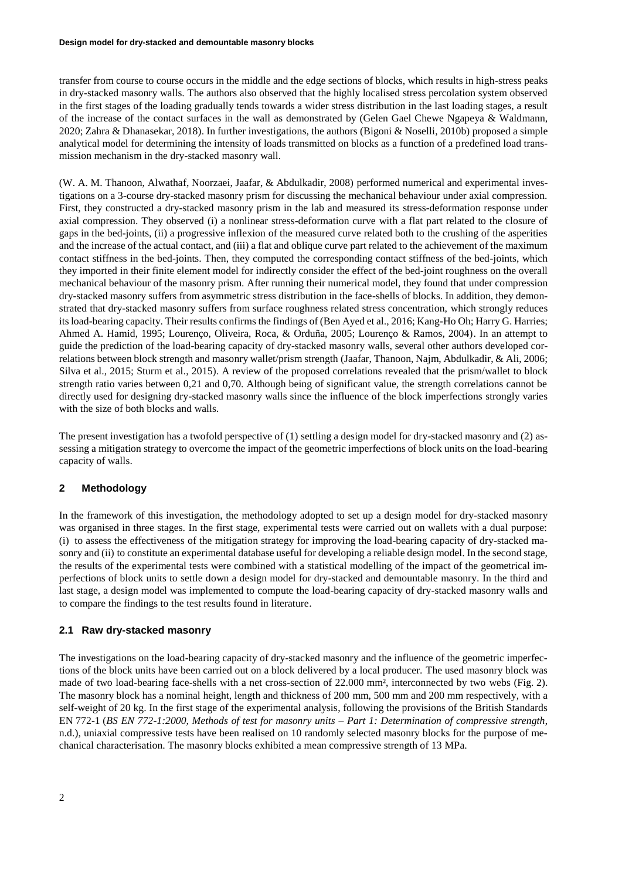transfer from course to course occurs in the middle and the edge sections of blocks, which results in high-stress peaks in dry-stacked masonry walls. The authors also observed that the highly localised stress percolation system observed in the first stages of the loading gradually tends towards a wider stress distribution in the last loading stages, a result of the increase of the contact surfaces in the wall as demonstrated by (Gelen Gael Chewe Ngapeya & Waldmann, 2020; Zahra & Dhanasekar, 2018). In further investigations, the authors (Bigoni & Noselli, 2010b) proposed a simple analytical model for determining the intensity of loads transmitted on blocks as a function of a predefined load transmission mechanism in the dry-stacked masonry wall.

(W. A. M. Thanoon, Alwathaf, Noorzaei, Jaafar, & Abdulkadir, 2008) performed numerical and experimental investigations on a 3-course dry-stacked masonry prism for discussing the mechanical behaviour under axial compression. First, they constructed a dry-stacked masonry prism in the lab and measured its stress-deformation response under axial compression. They observed (i) a nonlinear stress-deformation curve with a flat part related to the closure of gaps in the bed-joints, (ii) a progressive inflexion of the measured curve related both to the crushing of the asperities and the increase of the actual contact, and (iii) a flat and oblique curve part related to the achievement of the maximum contact stiffness in the bed-joints. Then, they computed the corresponding contact stiffness of the bed-joints, which they imported in their finite element model for indirectly consider the effect of the bed-joint roughness on the overall mechanical behaviour of the masonry prism. After running their numerical model, they found that under compression dry-stacked masonry suffers from asymmetric stress distribution in the face-shells of blocks. In addition, they demonstrated that dry-stacked masonry suffers from surface roughness related stress concentration, which strongly reduces its load-bearing capacity. Their results confirms the findings of (Ben Ayed et al., 2016; Kang-Ho Oh; Harry G. Harries; Ahmed A. Hamid, 1995; Lourenço, Oliveira, Roca, & Orduña, 2005; Lourenço & Ramos, 2004). In an attempt to guide the prediction of the load-bearing capacity of dry-stacked masonry walls, several other authors developed correlations between block strength and masonry wallet/prism strength (Jaafar, Thanoon, Najm, Abdulkadir, & Ali, 2006; Silva et al., 2015; Sturm et al., 2015). A review of the proposed correlations revealed that the prism/wallet to block strength ratio varies between 0,21 and 0,70. Although being of significant value, the strength correlations cannot be directly used for designing dry-stacked masonry walls since the influence of the block imperfections strongly varies with the size of both blocks and walls.

The present investigation has a twofold perspective of (1) settling a design model for dry-stacked masonry and (2) assessing a mitigation strategy to overcome the impact of the geometric imperfections of block units on the load-bearing capacity of walls.

## 2 Methodology

In the framework of this investigation, the methodology adopted to set up a design model for dry-stacked masonry was organised in three stages. In the first stage, experimental tests were carried out on wallets with a dual purpose: (i) to assess the effectiveness of the mitigation strategy for improving the load-bearing capacity of dry-stacked masonry and (ii) to constitute an experimental database useful for developing a reliable design model. In the second stage, the results of the experimental tests were combined with a statistical modelling of the impact of the geometrical imperfections of block units to settle down a design model for dry-stacked and demountable masonry. In the third and last stage, a design model was implemented to compute the load-bearing capacity of dry-stacked masonry walls and to compare the findings to the test results found in literature.

### 2.1 Raw dry-stacked masonry

The investigations on the load-bearing capacity of dry-stacked masonry and the influence of the geometric imperfections of the block units have been carried out on a block delivered by a local producer. The used masonry block was made of two load-bearing face-shells with a net cross-section of 22.000 mm², interconnected by two webs (Fig. 2). The masonry block has a nominal height, length and thickness of 200 mm, 500 mm and 200 mm respectively, with a self-weight of 20 kg. In the first stage of the experimental analysis, following the provisions of the British Standards EN 772-1 (*BS EN 772-1:2000, Methods of test for masonry units – Part 1: Determination of compressive strength*, n.d.), uniaxial compressive tests have been realised on 10 randomly selected masonry blocks for the purpose of mechanical characterisation. The masonry blocks exhibited a mean compressive strength of 13 MPa.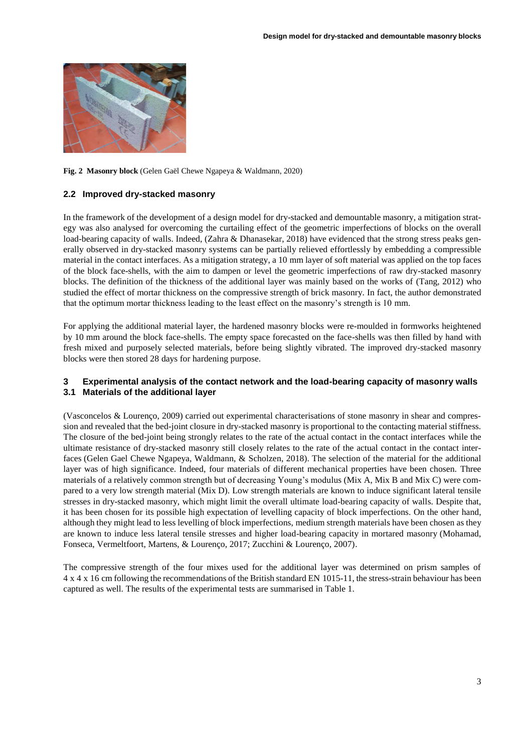**Fig. 2 Masonry block** (Gelen Gaël Chewe Ngapeya & Waldmann, 2020)

### 2.2 Improved dry-stacked masonry

In the framework of the development of a design model for dry-stacked and demountable masonry, a mitigation strategy was also analysed for overcoming the curtailing effect of the geometric imperfections of blocks on the overall load-bearing capacity of walls. Indeed, (Zahra & Dhanasekar, 2018) have evidenced that the strong stress peaks generally observed in dry-stacked masonry systems can be partially relieved effortlessly by embedding a compressible material in the contact interfaces. As a mitigation strategy, a 10 mm layer of soft material was applied on the top faces of the block face-shells, with the aim to dampen or level the geometric imperfections of raw dry-stacked masonry blocks. The definition of the thickness of the additional layer was mainly based on the works of (Tang, 2012) who studied the effect of mortar thickness on the compressive strength of brick masonry. In fact, the author demonstrated that the optimum mortar thickness leading to the least effect on the masonry's strength is 10 mm.

For applying the additional material layer, the hardened masonry blocks were re-moulded in formworks heightened by 10 mm around the block face-shells. The empty space forecasted on the face-shells was then filled by hand with fresh mixed and purposely selected materials, before being slightly vibrated. The improved dry-stacked masonry blocks were then stored 28 days for hardening purpose.

## 3 Experimental analysis of the contact network and the load-bearing capacity of masonry walls

### 3.1 Materials of the additional layer

(Vasconcelos & Lourenço, 2009) carried out experimental characterisations of stone masonry in shear and compression and revealed that the bed-joint closure in dry-stacked masonry is proportional to the contacting material stiffness. The closure of the bed-joint being strongly relates to the rate of the actual contact in the contact interfaces while the ultimate resistance of dry-stacked masonry still closely relates to the rate of the actual contact in the contact interfaces (Gelen Gael Chewe Ngapeya, Waldmann, & Scholzen, 2018). The selection of the material for the additional layer was of high significance. Indeed, four materials of different mechanical properties have been chosen. Three materials of a relatively common strength but of decreasing Young's modulus (Mix A, Mix B and Mix C) were compared to a very low strength material (Mix D). Low strength materials are known to induce significant lateral tensile stresses in dry-stacked masonry, which might limit the overall ultimate load-bearing capacity of walls. Despite that, it has been chosen for its possible high expectation of levelling capacity of block imperfections. On the other hand, although they might lead to less levelling of block imperfections, medium strength materials have been chosen as they are known to induce less lateral tensile stresses and higher load-bearing capacity in mortared masonry (Mohamad, Fonseca, Vermeltfoort, Martens, & Lourenço, 2017; Zucchini & Lourenço, 2007).

The compressive strength of the four mixes used for the additional layer was determined on prism samples of 4 x 4 x 16 cm following the recommendations of the British standard EN 1015-11, the stress-strain behaviour has been captured as well. The results of the experimental tests are summarised in Table 1.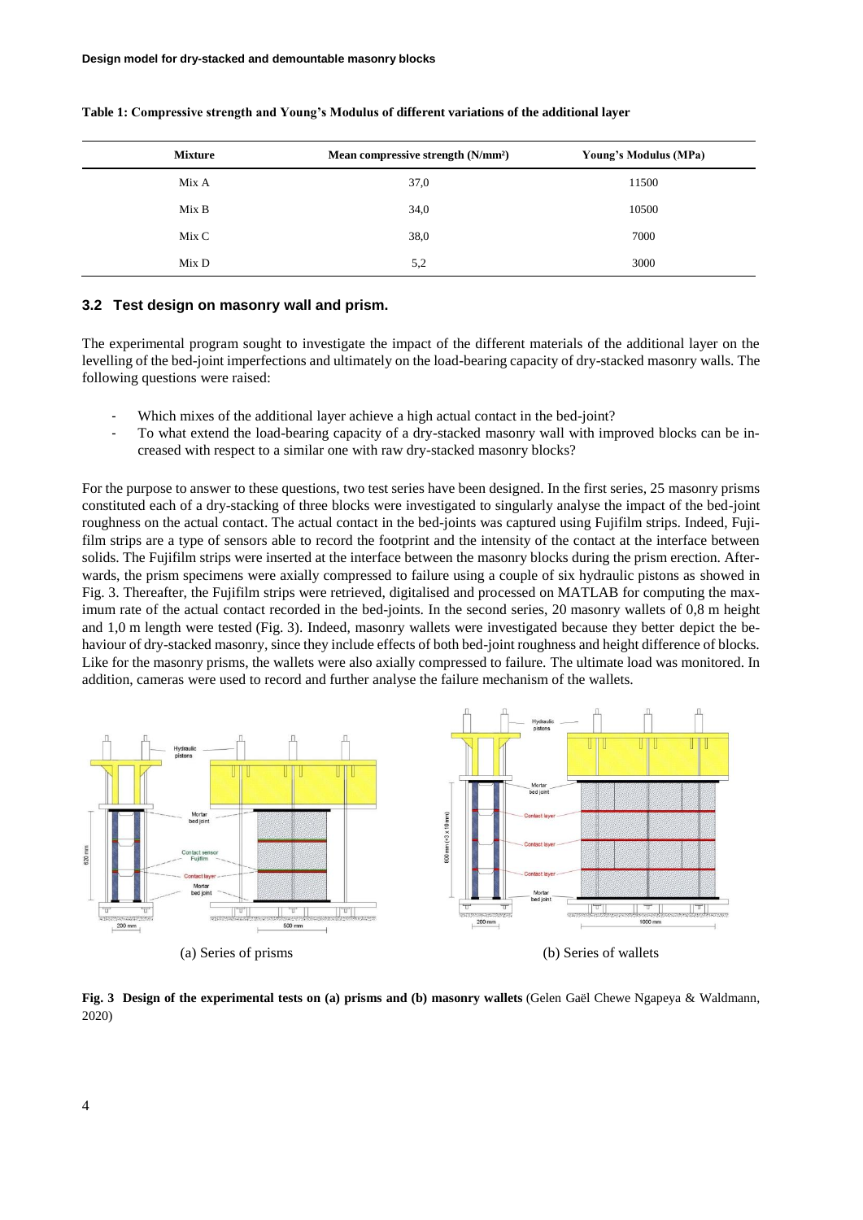**Table 1: Compressive strength and Young's Modulus of different variations of the additional layer**

| Mixture | Mean compressive strength (N/mm²) | Young's Modulus (MPa) |
|---|---|---|
| Mix A | 37,0 | 11500 |
| Mix B | 34,0 | 10500 |
| Mix C | 38,0 | 7000 |
| Mix D | 5,2 | 3000 |

### 3.2 Test design on masonry wall and prism.

The experimental program sought to investigate the impact of the different materials of the additional layer on the levelling of the bed-joint imperfections and ultimately on the load-bearing capacity of dry-stacked masonry walls. The following questions were raised:

- Which mixes of the additional layer achieve a high actual contact in the bed-joint?
- To what extend the load-bearing capacity of a dry-stacked masonry wall with improved blocks can be increased with respect to a similar one with raw dry-stacked masonry blocks?

For the purpose to answer to these questions, two test series have been designed. In the first series, 25 masonry prisms constituted each of a dry-stacking of three blocks were investigated to singularly analyse the impact of the bed-joint roughness on the actual contact. The actual contact in the bed-joints was captured using Fujifilm strips. Indeed, Fujifilm strips are a type of sensors able to record the footprint and the intensity of the contact at the interface between solids. The Fujifilm strips were inserted at the interface between the masonry blocks during the prism erection. Afterwards, the prism specimens were axially compressed to failure using a couple of six hydraulic pistons as showed in Fig. 3. Thereafter, the Fujifilm strips were retrieved, digitalised and processed on MATLAB for computing the maximum rate of the actual contact recorded in the bed-joints. In the second series, 20 masonry wallets of 0,8 m height and 1,0 m length were tested (Fig. 3). Indeed, masonry wallets were investigated because they better depict the behaviour of dry-stacked masonry, since they include effects of both bed-joint roughness and height difference of blocks. Like for the masonry prisms, the wallets were also axially compressed to failure. The ultimate load was monitored. In addition, cameras were used to record and further analyse the failure mechanism of the wallets.

(a) Series of prisms

(b) Series of wallets

**Fig. 3 Design of the experimental tests on (a) prisms and (b) masonry wallets** (Gelen Gaël Chewe Ngapeya & Waldmann, 2020)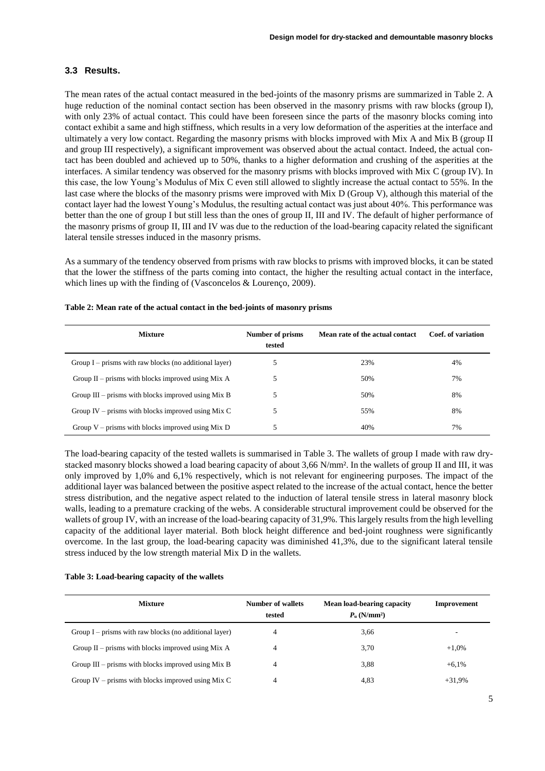### 3.3 Results.

The mean rates of the actual contact measured in the bed-joints of the masonry prisms are summarized in Table 2. A huge reduction of the nominal contact section has been observed in the masonry prisms with raw blocks (group I), with only 23% of actual contact. This could have been foreseen since the parts of the masonry blocks coming into contact exhibit a same and high stiffness, which results in a very low deformation of the asperities at the interface and ultimately a very low contact. Regarding the masonry prisms with blocks improved with Mix A and Mix B (group II and group III respectively), a significant improvement was observed about the actual contact. Indeed, the actual contact has been doubled and achieved up to 50%, thanks to a higher deformation and crushing of the asperities at the interfaces. A similar tendency was observed for the masonry prisms with blocks improved with Mix C (group IV). In this case, the low Young's Modulus of Mix C even still allowed to slightly increase the actual contact to 55%. In the last case where the blocks of the masonry prisms were improved with Mix D (Group V), although this material of the contact layer had the lowest Young's Modulus, the resulting actual contact was just about 40%. This performance was better than the one of group I but still less than the ones of group II, III and IV. The default of higher performance of the masonry prisms of group II, III and IV was due to the reduction of the load-bearing capacity related the significant lateral tensile stresses induced in the masonry prisms.

As a summary of the tendency observed from prisms with raw blocks to prisms with improved blocks, it can be stated that the lower the stiffness of the parts coming into contact, the higher the resulting actual contact in the interface, which lines up with the finding of (Vasconcelos & Lourenço, 2009).

**Table 2: Mean rate of the actual contact in the bed-joints of masonry prisms**

| Mixture | Number of prisms tested | Mean rate of the actual contact | Coef. of variation |
|---|---|---|---|
| Group I – prisms with raw blocks (no additional layer) | 5 | 23% | 4% |
| Group II – prisms with blocks improved using Mix A | 5 | 50% | 7% |
| Group III – prisms with blocks improved using Mix B | 5 | 50% | 8% |
| Group IV – prisms with blocks improved using Mix C | 5 | 55% | 8% |
| Group V – prisms with blocks improved using Mix D | 5 | 40% | 7% |

The load-bearing capacity of the tested wallets is summarised in Table 3. The wallets of group I made with raw dry-stacked masonry blocks showed a load bearing capacity of about 3,66 N/mm². In the wallets of group II and III, it was only improved by 1,0% and 6,1% respectively, which is not relevant for engineering purposes. The impact of the additional layer was balanced between the positive aspect related to the increase of the actual contact, hence the better stress distribution, and the negative aspect related to the induction of lateral tensile stress in lateral masonry block walls, leading to a premature cracking of the webs. A considerable structural improvement could be observed for the wallets of group IV, with an increase of the load-bearing capacity of 31,9%. This largely results from the high levelling capacity of the additional layer material. Both block height difference and bed-joint roughness were significantly overcome. In the last group, the load-bearing capacity was diminished 41,3%, due to the significant lateral tensile stress induced by the low strength material Mix D in the wallets.

**Table 3: Load-bearing capacity of the wallets**

| Mixture | Number of wallets tested | Mean load-bearing capacity $P_u$ (N/mm²) | Improvement |
|---|---|---|---|
| Group I – prisms with raw blocks (no additional layer) | 4 | 3,66 | - |
| Group II – prisms with blocks improved using Mix A | 4 | 3,70 | +1,0% |
| Group III – prisms with blocks improved using Mix B | 4 | 3,88 | +6,1% |
| Group IV – prisms with blocks improved using Mix C | 4 | 4,83 | +31,9% |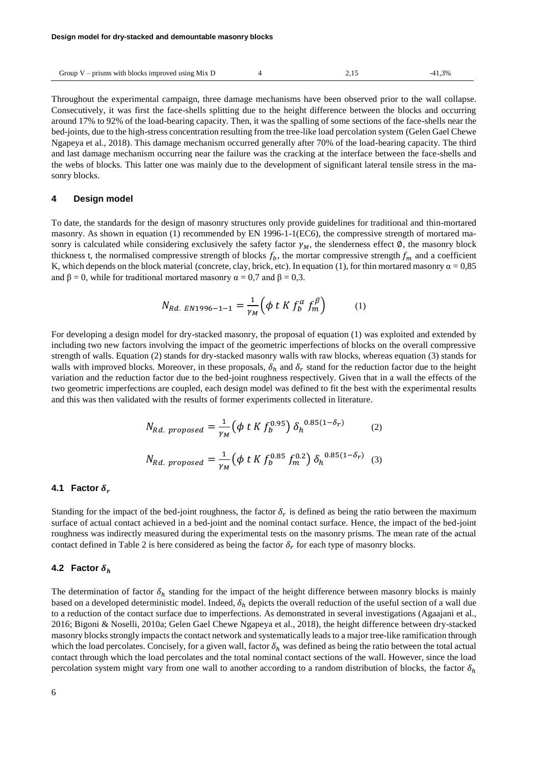| Group V – prisms with blocks improved using Mix D | 4 | 2,15 | -41,3% |
|---|---|---|---|

Throughout the experimental campaign, three damage mechanisms have been observed prior to the wall collapse. Consecutively, it was first the face-shells splitting due to the height difference between the blocks and occurring around 17% to 92% of the load-bearing capacity. Then, it was the spalling of some sections of the face-shells near the bed-joints, due to the high-stress concentration resulting from the tree-like load percolation system (Gelen Gael Chewe Ngapeya et al., 2018). This damage mechanism occurred generally after 70% of the load-bearing capacity. The third and last damage mechanism occurring near the failure was the cracking at the interface between the face-shells and the webs of blocks. This latter one was mainly due to the development of significant lateral tensile stress in the masonry blocks.

## 4 Design model

To date, the standards for the design of masonry structures only provide guidelines for traditional and thin-mortared masonry. As shown in equation (1) recommended by EN 1996-1-1(EC6), the compressive strength of mortared masonry is calculated while considering exclusively the safety factor $\gamma_M$, the slenderness effect $\emptyset$, the masonry block thickness t, the normalised compressive strength of blocks $f_b$, the mortar compressive strength $f_m$ and a coefficient K, which depends on the block material (concrete, clay, brick, etc). In equation (1), for thin mortared masonry $\alpha = 0{,}85$ and $\beta = 0$, while for traditional mortared masonry $\alpha = 0{,}7$ and $\beta = 0{,}3$.

$$N_{Rd.\ EN1996-1-1} = \frac{1}{\gamma_M}\left(\phi\ t\ K\ f_b^{\alpha}\ f_m^{\beta}\right) \qquad (1)$$

For developing a design model for dry-stacked masonry, the proposal of equation (1) was exploited and extended by including two new factors involving the impact of the geometric imperfections of blocks on the overall compressive strength of walls. Equation (2) stands for dry-stacked masonry walls with raw blocks, whereas equation (3) stands for walls with improved blocks. Moreover, in these proposals, $\delta_h$ and $\delta_r$ stand for the reduction factor due to the height variation and the reduction factor due to the bed-joint roughness respectively. Given that in a wall the effects of the two geometric imperfections are coupled, each design model was defined to fit the best with the experimental results and this was then validated with the results of former experiments collected in literature.

$$N_{Rd.\ proposed} = \frac{1}{\gamma_M}\left(\phi\ t\ K\ f_b^{0.95}\right)\delta_h^{\ 0.85(1-\delta_r)} \qquad (2)$$

$$N_{Rd.\ proposed} = \frac{1}{\gamma_M}\left(\phi\ t\ K\ f_b^{0.85}\ f_m^{0.2}\right)\delta_h^{\ 0.85(1-\delta_r)} \qquad (3)$$

### 4.1 Factor $\delta_r$

Standing for the impact of the bed-joint roughness, the factor $\delta_r$ is defined as being the ratio between the maximum surface of actual contact achieved in a bed-joint and the nominal contact surface. Hence, the impact of the bed-joint roughness was indirectly measured during the experimental tests on the masonry prisms. The mean rate of the actual contact defined in Table 2 is here considered as being the factor $\delta_r$ for each type of masonry blocks.

### 4.2 Factor $\delta_h$

The determination of factor $\delta_h$ standing for the impact of the height difference between masonry blocks is mainly based on a developed deterministic model. Indeed, $\delta_h$ depicts the overall reduction of the useful section of a wall due to a reduction of the contact surface due to imperfections. As demonstrated in several investigations (Agaajani et al., 2016; Bigoni & Noselli, 2010a; Gelen Gael Chewe Ngapeya et al., 2018), the height difference between dry-stacked masonry blocks strongly impacts the contact network and systematically leads to a major tree-like ramification through which the load percolates. Concisely, for a given wall, factor $\delta_h$ was defined as being the ratio between the total actual contact through which the load percolates and the total nominal contact sections of the wall. However, since the load percolation system might vary from one wall to another according to a random distribution of blocks, the factor $\delta_h$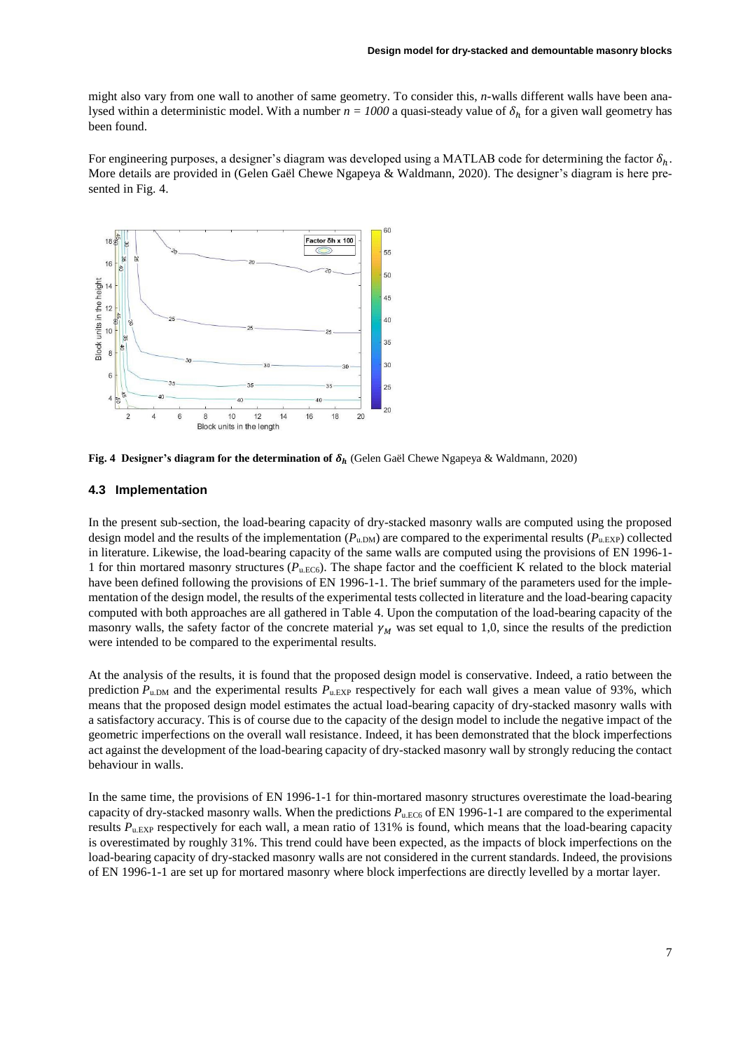might also vary from one wall to another of same geometry. To consider this, *n*-walls different walls have been analysed within a deterministic model. With a number $n = 1000$ a quasi-steady value of $\delta_h$ for a given wall geometry has been found.

For engineering purposes, a designer's diagram was developed using a MATLAB code for determining the factor $\delta_h$. More details are provided in (Gelen Gaël Chewe Ngapeya & Waldmann, 2020). The designer's diagram is here presented in Fig. 4.

**Fig. 4 Designer's diagram for the determination of $\delta_h$** (Gelen Gaël Chewe Ngapeya & Waldmann, 2020)

### 4.3 Implementation

In the present sub-section, the load-bearing capacity of dry-stacked masonry walls are computed using the proposed design model and the results of the implementation ($P_{u.DM}$) are compared to the experimental results ($P_{u.EXP}$) collected in literature. Likewise, the load-bearing capacity of the same walls are computed using the provisions of EN 1996-1-1 for thin mortared masonry structures ($P_{u.EC6}$). The shape factor and the coefficient K related to the block material have been defined following the provisions of EN 1996-1-1. The brief summary of the parameters used for the implementation of the design model, the results of the experimental tests collected in literature and the load-bearing capacity computed with both approaches are all gathered in Table 4. Upon the computation of the load-bearing capacity of the masonry walls, the safety factor of the concrete material $\gamma_M$ was set equal to 1,0, since the results of the prediction were intended to be compared to the experimental results.

At the analysis of the results, it is found that the proposed design model is conservative. Indeed, a ratio between the prediction $P_{u.DM}$ and the experimental results $P_{u.EXP}$ respectively for each wall gives a mean value of 93%, which means that the proposed design model estimates the actual load-bearing capacity of dry-stacked masonry walls with a satisfactory accuracy. This is of course due to the capacity of the design model to include the negative impact of the geometric imperfections on the overall wall resistance. Indeed, it has been demonstrated that the block imperfections act against the development of the load-bearing capacity of dry-stacked masonry wall by strongly reducing the contact behaviour in walls.

In the same time, the provisions of EN 1996-1-1 for thin-mortared masonry structures overestimate the load-bearing capacity of dry-stacked masonry walls. When the predictions $P_{u.EC6}$ of EN 1996-1-1 are compared to the experimental results $P_{u.EXP}$ respectively for each wall, a mean ratio of 131% is found, which means that the load-bearing capacity is overestimated by roughly 31%. This trend could have been expected, as the impacts of block imperfections on the load-bearing capacity of dry-stacked masonry walls are not considered in the current standards. Indeed, the provisions of EN 1996-1-1 are set up for mortared masonry where block imperfections are directly levelled by a mortar layer.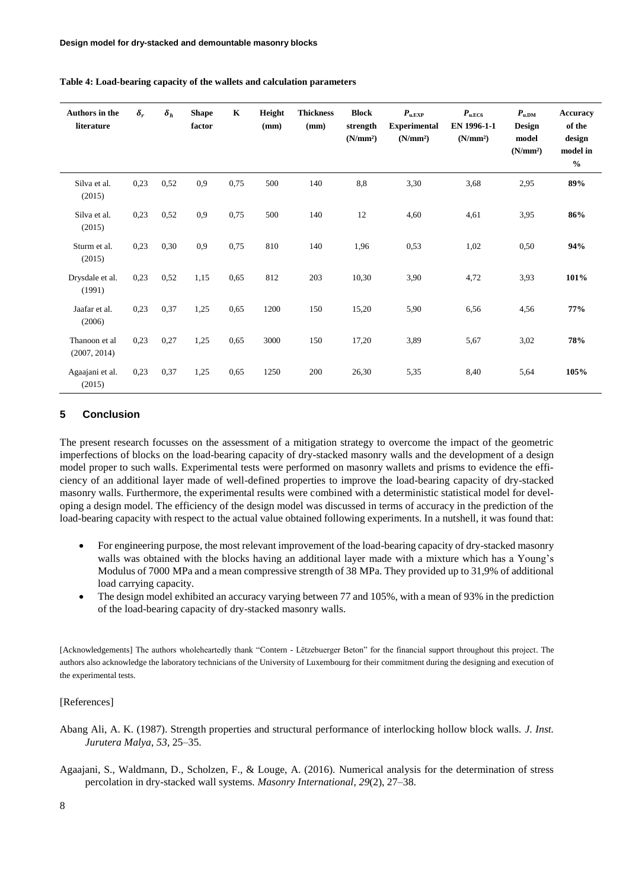**Table 4: Load-bearing capacity of the wallets and calculation parameters**

| Authors in the literature | $\delta_r$ | $\delta_h$ | Shape factor | K | Height (mm) | Thickness (mm) | Block strength (N/mm²) | $P_{u,EXP}$ Experimental (N/mm²) | $P_{u,EC6}$ EN 1996-1-1 (N/mm²) | $P_{u,DM}$ Design model (N/mm²) | Accuracy of the design model in % |
|---|---|---|---|---|---|---|---|---|---|---|---|
| Silva et al. (2015) | 0,23 | 0,52 | 0,9 | 0,75 | 500 | 140 | 8,8 | 3,30 | 3,68 | 2,95 | **89%** |
| Silva et al. (2015) | 0,23 | 0,52 | 0,9 | 0,75 | 500 | 140 | 12 | 4,60 | 4,61 | 3,95 | **86%** |
| Sturm et al. (2015) | 0,23 | 0,30 | 0,9 | 0,75 | 810 | 140 | 1,96 | 0,53 | 1,02 | 0,50 | **94%** |
| Drysdale et al. (1991) | 0,23 | 0,52 | 1,15 | 0,65 | 812 | 203 | 10,30 | 3,90 | 4,72 | 3,93 | **101%** |
| Jaafar et al. (2006) | 0,23 | 0,37 | 1,25 | 0,65 | 1200 | 150 | 15,20 | 5,90 | 6,56 | 4,56 | **77%** |
| Thanoon et al (2007, 2014) | 0,23 | 0,27 | 1,25 | 0,65 | 3000 | 150 | 17,20 | 3,89 | 5,67 | 3,02 | **78%** |
| Agaajani et al. (2015) | 0,23 | 0,37 | 1,25 | 0,65 | 1250 | 200 | 26,30 | 5,35 | 8,40 | 5,64 | **105%** |

## 5 Conclusion

The present research focusses on the assessment of a mitigation strategy to overcome the impact of the geometric imperfections of blocks on the load-bearing capacity of dry-stacked masonry walls and the development of a design model proper to such walls. Experimental tests were performed on masonry wallets and prisms to evidence the efficiency of an additional layer made of well-defined properties to improve the load-bearing capacity of dry-stacked masonry walls. Furthermore, the experimental results were combined with a deterministic statistical model for developing a design model. The efficiency of the design model was discussed in terms of accuracy in the prediction of the load-bearing capacity with respect to the actual value obtained following experiments. In a nutshell, it was found that:

- For engineering purpose, the most relevant improvement of the load-bearing capacity of dry-stacked masonry walls was obtained with the blocks having an additional layer made with a mixture which has a Young's Modulus of 7000 MPa and a mean compressive strength of 38 MPa. They provided up to 31,9% of additional load carrying capacity.
- The design model exhibited an accuracy varying between 77 and 105%, with a mean of 93% in the prediction of the load-bearing capacity of dry-stacked masonry walls.

[Acknowledgements] The authors wholeheartedly thank "Contern - Lëtzebuerger Beton" for the financial support throughout this project. The authors also acknowledge the laboratory technicians of the University of Luxembourg for their commitment during the designing and execution of the experimental tests.

[References]

Abang Ali, A. K. (1987). Strength properties and structural performance of interlocking hollow block walls. *J. Inst. Jurutera Malya*, *53*, 25–35.

Agaajani, S., Waldmann, D., Scholzen, F., & Louge, A. (2016). Numerical analysis for the determination of stress percolation in dry-stacked wall systems. *Masonry International*, *29*(2), 27–38.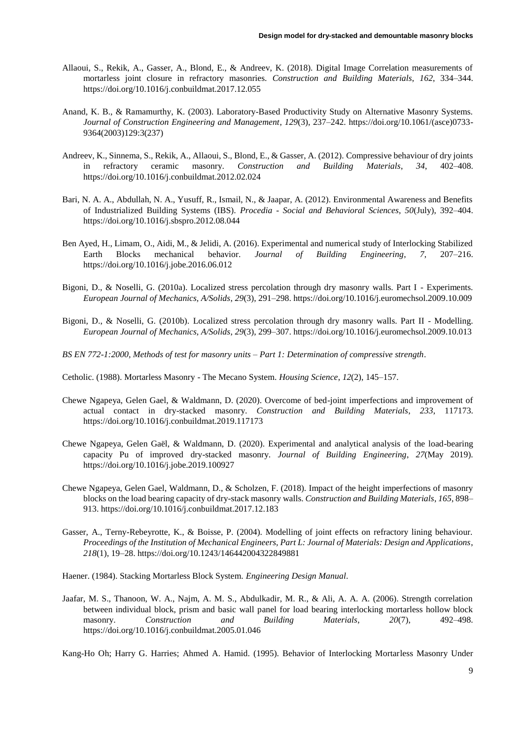Allaoui, S., Rekik, A., Gasser, A., Blond, E., & Andreev, K. (2018). Digital Image Correlation measurements of mortarless joint closure in refractory masonries. *Construction and Building Materials*, *162*, 334–344. https://doi.org/10.1016/j.conbuildmat.2017.12.055

Anand, K. B., & Ramamurthy, K. (2003). Laboratory-Based Productivity Study on Alternative Masonry Systems. *Journal of Construction Engineering and Management*, *129*(3), 237–242. https://doi.org/10.1061/(asce)0733-9364(2003)129:3(237)

Andreev, K., Sinnema, S., Rekik, A., Allaoui, S., Blond, E., & Gasser, A. (2012). Compressive behaviour of dry joints in refractory ceramic masonry. *Construction and Building Materials*, *34*, 402–408. https://doi.org/10.1016/j.conbuildmat.2012.02.024

Bari, N. A. A., Abdullah, N. A., Yusuff, R., Ismail, N., & Jaapar, A. (2012). Environmental Awareness and Benefits of Industrialized Building Systems (IBS). *Procedia - Social and Behavioral Sciences*, *50*(July), 392–404. https://doi.org/10.1016/j.sbspro.2012.08.044

Ben Ayed, H., Limam, O., Aidi, M., & Jelidi, A. (2016). Experimental and numerical study of Interlocking Stabilized Earth Blocks mechanical behavior. *Journal of Building Engineering*, *7*, 207–216. https://doi.org/10.1016/j.jobe.2016.06.012

Bigoni, D., & Noselli, G. (2010a). Localized stress percolation through dry masonry walls. Part I - Experiments. *European Journal of Mechanics, A/Solids*, *29*(3), 291–298. https://doi.org/10.1016/j.euromechsol.2009.10.009

Bigoni, D., & Noselli, G. (2010b). Localized stress percolation through dry masonry walls. Part II - Modelling. *European Journal of Mechanics, A/Solids*, *29*(3), 299–307. https://doi.org/10.1016/j.euromechsol.2009.10.013

*BS EN 772-1:2000, Methods of test for masonry units – Part 1: Determination of compressive strength*.

Cetholic. (1988). Mortarless Masonry - The Mecano System. *Housing Science*, *12*(2), 145–157.

Chewe Ngapeya, Gelen Gael, & Waldmann, D. (2020). Overcome of bed-joint imperfections and improvement of actual contact in dry-stacked masonry. *Construction and Building Materials*, *233*, 117173. https://doi.org/10.1016/j.conbuildmat.2019.117173

Chewe Ngapeya, Gelen Gaël, & Waldmann, D. (2020). Experimental and analytical analysis of the load-bearing capacity Pu of improved dry-stacked masonry. *Journal of Building Engineering*, *27*(May 2019). https://doi.org/10.1016/j.jobe.2019.100927

Chewe Ngapeya, Gelen Gael, Waldmann, D., & Scholzen, F. (2018). Impact of the height imperfections of masonry blocks on the load bearing capacity of dry-stack masonry walls. *Construction and Building Materials*, *165*, 898–913. https://doi.org/10.1016/j.conbuildmat.2017.12.183

Gasser, A., Terny-Rebeyrotte, K., & Boisse, P. (2004). Modelling of joint effects on refractory lining behaviour. *Proceedings of the Institution of Mechanical Engineers, Part L: Journal of Materials: Design and Applications*, *218*(1), 19–28. https://doi.org/10.1243/146442004322849881

Haener. (1984). Stacking Mortarless Block System. *Engineering Design Manual*.

Jaafar, M. S., Thanoon, W. A., Najm, A. M. S., Abdulkadir, M. R., & Ali, A. A. A. (2006). Strength correlation between individual block, prism and basic wall panel for load bearing interlocking mortarless hollow block masonry. *Construction and Building Materials*, *20*(7), 492–498. https://doi.org/10.1016/j.conbuildmat.2005.01.046

Kang-Ho Oh; Harry G. Harries; Ahmed A. Hamid. (1995). Behavior of Interlocking Mortarless Masonry Under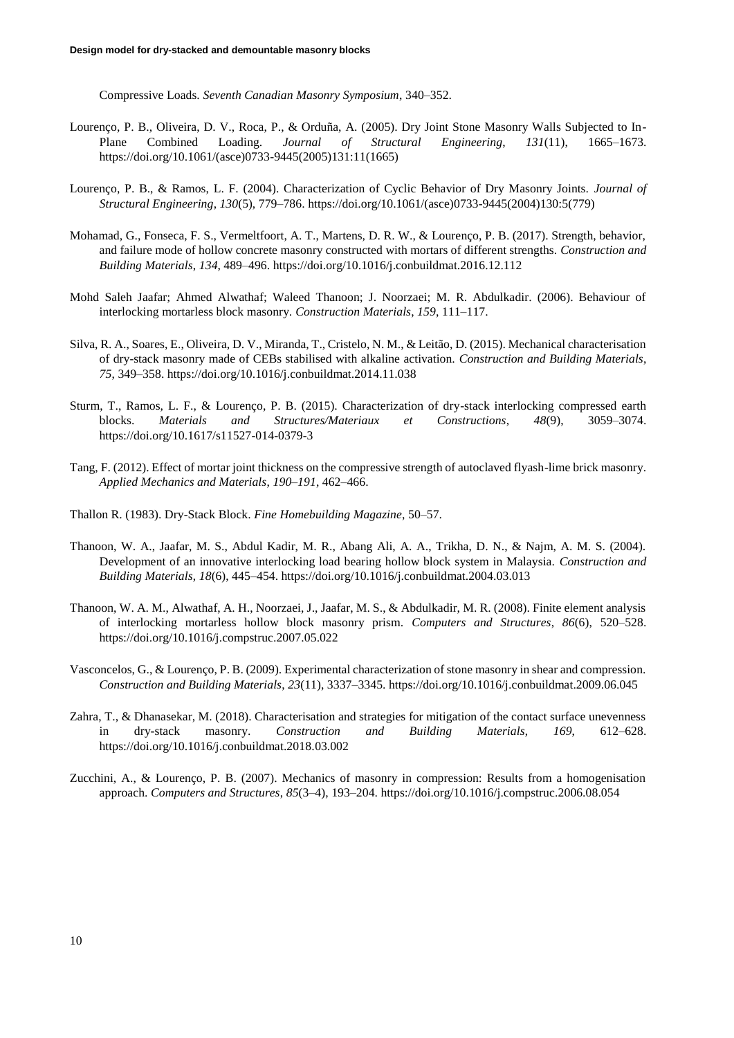Compressive Loads. *Seventh Canadian Masonry Symposium*, 340–352.

Lourenço, P. B., Oliveira, D. V., Roca, P., & Orduña, A. (2005). Dry Joint Stone Masonry Walls Subjected to In-Plane Combined Loading. *Journal of Structural Engineering*, *131*(11), 1665–1673. https://doi.org/10.1061/(asce)0733-9445(2005)131:11(1665)

Lourenço, P. B., & Ramos, L. F. (2004). Characterization of Cyclic Behavior of Dry Masonry Joints. *Journal of Structural Engineering*, *130*(5), 779–786. https://doi.org/10.1061/(asce)0733-9445(2004)130:5(779)

Mohamad, G., Fonseca, F. S., Vermeltfoort, A. T., Martens, D. R. W., & Lourenço, P. B. (2017). Strength, behavior, and failure mode of hollow concrete masonry constructed with mortars of different strengths. *Construction and Building Materials*, *134*, 489–496. https://doi.org/10.1016/j.conbuildmat.2016.12.112

Mohd Saleh Jaafar; Ahmed Alwathaf; Waleed Thanoon; J. Noorzaei; M. R. Abdulkadir. (2006). Behaviour of interlocking mortarless block masonry. *Construction Materials*, *159*, 111–117.

Silva, R. A., Soares, E., Oliveira, D. V., Miranda, T., Cristelo, N. M., & Leitão, D. (2015). Mechanical characterisation of dry-stack masonry made of CEBs stabilised with alkaline activation. *Construction and Building Materials*, *75*, 349–358. https://doi.org/10.1016/j.conbuildmat.2014.11.038

Sturm, T., Ramos, L. F., & Lourenço, P. B. (2015). Characterization of dry-stack interlocking compressed earth blocks. *Materials and Structures/Materiaux et Constructions*, *48*(9), 3059–3074. https://doi.org/10.1617/s11527-014-0379-3

Tang, F. (2012). Effect of mortar joint thickness on the compressive strength of autoclaved flyash-lime brick masonry. *Applied Mechanics and Materials*, *190–191*, 462–466.

Thallon R. (1983). Dry-Stack Block. *Fine Homebuilding Magazine*, 50–57.

Thanoon, W. A., Jaafar, M. S., Abdul Kadir, M. R., Abang Ali, A. A., Trikha, D. N., & Najm, A. M. S. (2004). Development of an innovative interlocking load bearing hollow block system in Malaysia. *Construction and Building Materials*, *18*(6), 445–454. https://doi.org/10.1016/j.conbuildmat.2004.03.013

Thanoon, W. A. M., Alwathaf, A. H., Noorzaei, J., Jaafar, M. S., & Abdulkadir, M. R. (2008). Finite element analysis of interlocking mortarless hollow block masonry prism. *Computers and Structures*, *86*(6), 520–528. https://doi.org/10.1016/j.compstruc.2007.05.022

Vasconcelos, G., & Lourenço, P. B. (2009). Experimental characterization of stone masonry in shear and compression. *Construction and Building Materials*, *23*(11), 3337–3345. https://doi.org/10.1016/j.conbuildmat.2009.06.045

Zahra, T., & Dhanasekar, M. (2018). Characterisation and strategies for mitigation of the contact surface unevenness in dry-stack masonry. *Construction and Building Materials*, *169*, 612–628. https://doi.org/10.1016/j.conbuildmat.2018.03.002

Zucchini, A., & Lourenço, P. B. (2007). Mechanics of masonry in compression: Results from a homogenisation approach. *Computers and Structures*, *85*(3–4), 193–204. https://doi.org/10.1016/j.compstruc.2006.08.054